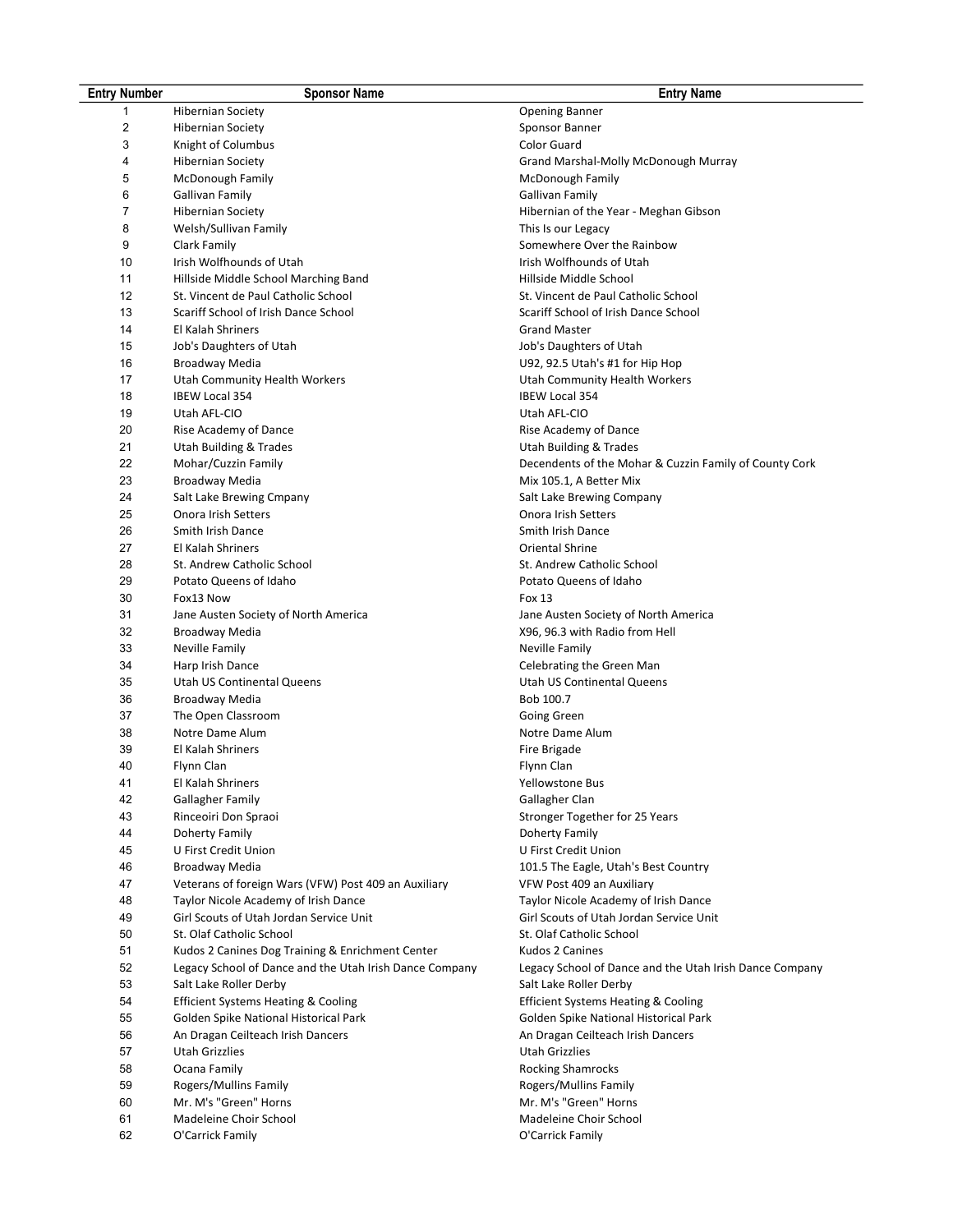| Entry Number | Sponsor Name | Entry Name |
|---|---|---|
| 1 | Hibernian Society | Opening Banner |
| 2 | Hibernian Society | Sponsor Banner |
| 3 | Knight of Columbus | Color Guard |
| 4 | Hibernian Society | Grand Marshal-Molly McDonough Murray |
| 5 | McDonough Family | McDonough Family |
| 6 | Gallivan Family | Gallivan Family |
| 7 | Hibernian Society | Hibernian of the Year - Meghan Gibson |
| 8 | Welsh/Sullivan Family | This Is our Legacy |
| 9 | Clark Family | Somewhere Over the Rainbow |
| 10 | Irish Wolfhounds of Utah | Irish Wolfhounds of Utah |
| 11 | Hillside Middle School Marching Band | Hillside Middle School |
| 12 | St. Vincent de Paul Catholic School | St. Vincent de Paul Catholic School |
| 13 | Scariff School of Irish Dance School | Scariff School of Irish Dance School |
| 14 | El Kalah Shriners | Grand Master |
| 15 | Job's Daughters of Utah | Job's Daughters of Utah |
| 16 | Broadway Media | U92, 92.5 Utah's #1 for Hip Hop |
| 17 | Utah Community Health Workers | Utah Community Health Workers |
| 18 | IBEW Local 354 | IBEW Local 354 |
| 19 | Utah AFL-CIO | Utah AFL-CIO |
| 20 | Rise Academy of Dance | Rise Academy of Dance |
| 21 | Utah Building & Trades | Utah Building & Trades |
| 22 | Mohar/Cuzzin Family | Decendents of the Mohar & Cuzzin Family of County Cork |
| 23 | Broadway Media | Mix 105.1, A Better Mix |
| 24 | Salt Lake Brewing Cmpany | Salt Lake Brewing Company |
| 25 | Onora Irish Setters | Onora Irish Setters |
| 26 | Smith Irish Dance | Smith Irish Dance |
| 27 | El Kalah Shriners | Oriental Shrine |
| 28 | St. Andrew Catholic School | St. Andrew Catholic School |
| 29 | Potato Queens of Idaho | Potato Queens of Idaho |
| 30 | Fox13 Now | Fox 13 |
| 31 | Jane Austen Society of North America | Jane Austen Society of North America |
| 32 | Broadway Media | X96, 96.3 with Radio from Hell |
| 33 | Neville Family | Neville Family |
| 34 | Harp Irish Dance | Celebrating the Green Man |
| 35 | Utah US Continental Queens | Utah US Continental Queens |
| 36 | Broadway Media | Bob 100.7 |
| 37 | The Open Classroom | Going Green |
| 38 | Notre Dame Alum | Notre Dame Alum |
| 39 | El Kalah Shriners | Fire Brigade |
| 40 | Flynn Clan | Flynn Clan |
| 41 | El Kalah Shriners | Yellowstone Bus |
| 42 | Gallagher Family | Gallagher Clan |
| 43 | Rinceoiri Don Spraoi | Stronger Together for 25 Years |
| 44 | Doherty Family | Doherty Family |
| 45 | U First Credit Union | U First Credit Union |
| 46 | Broadway Media | 101.5 The Eagle, Utah's Best Country |
| 47 | Veterans of foreign Wars (VFW) Post 409 an Auxiliary | VFW Post 409 an Auxiliary |
| 48 | Taylor Nicole Academy of Irish Dance | Taylor Nicole Academy of Irish Dance |
| 49 | Girl Scouts of Utah Jordan Service Unit | Girl Scouts of Utah Jordan Service Unit |
| 50 | St. Olaf Catholic School | St. Olaf Catholic School |
| 51 | Kudos 2 Canines Dog Training & Enrichment Center | Kudos 2 Canines |
| 52 | Legacy School of Dance and the Utah Irish Dance Company | Legacy School of Dance and the Utah Irish Dance Company |
| 53 | Salt Lake Roller Derby | Salt Lake Roller Derby |
| 54 | Efficient Systems Heating & Cooling | Efficient Systems Heating & Cooling |
| 55 | Golden Spike National Historical Park | Golden Spike National Historical Park |
| 56 | An Dragan Ceilteach Irish Dancers | An Dragan Ceilteach Irish Dancers |
| 57 | Utah Grizzlies | Utah Grizzlies |
| 58 | Ocana Family | Rocking Shamrocks |
| 59 | Rogers/Mullins Family | Rogers/Mullins Family |
| 60 | Mr. M's "Green" Horns | Mr. M's "Green" Horns |
| 61 | Madeleine Choir School | Madeleine Choir School |
| 62 | O'Carrick Family | O'Carrick Family |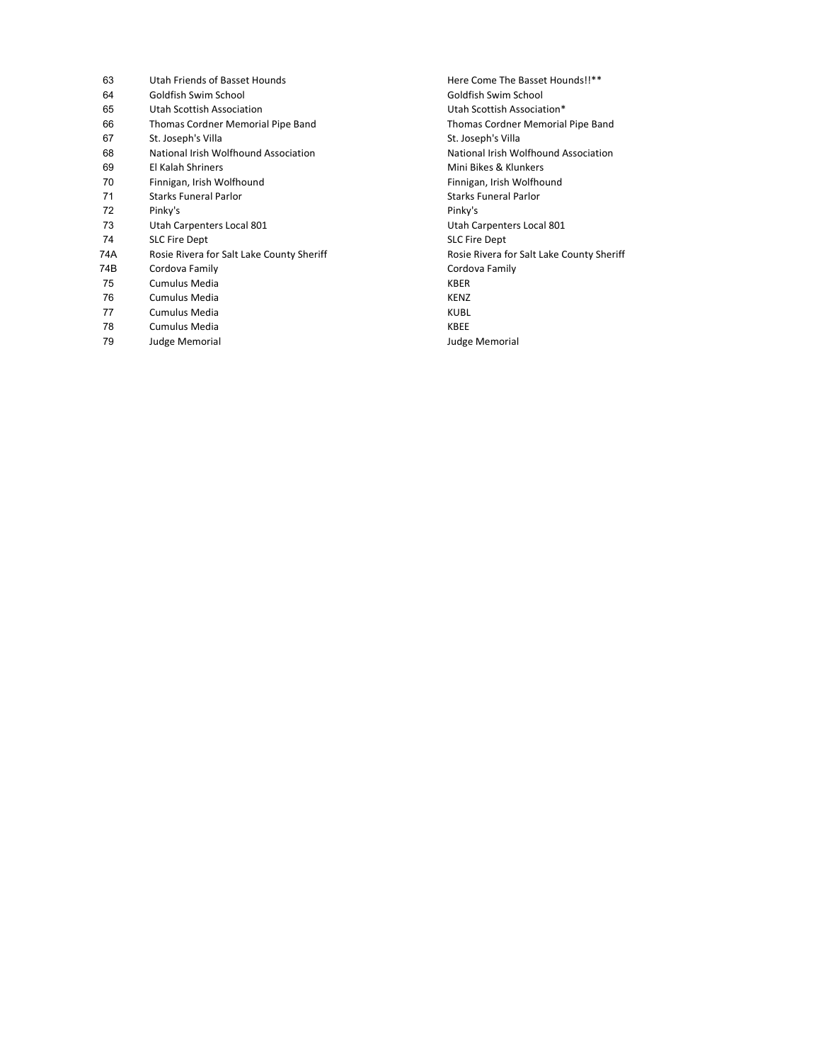| | | |
|---|---|---|
| 63 | Utah Friends of Basset Hounds | Here Come The Basset Hounds!!** |
| 64 | Goldfish Swim School | Goldfish Swim School |
| 65 | Utah Scottish Association | Utah Scottish Association* |
| 66 | Thomas Cordner Memorial Pipe Band | Thomas Cordner Memorial Pipe Band |
| 67 | St. Joseph's Villa | St. Joseph's Villa |
| 68 | National Irish Wolfhound Association | National Irish Wolfhound Association |
| 69 | El Kalah Shriners | Mini Bikes & Klunkers |
| 70 | Finnigan, Irish Wolfhound | Finnigan, Irish Wolfhound |
| 71 | Starks Funeral Parlor | Starks Funeral Parlor |
| 72 | Pinky's | Pinky's |
| 73 | Utah Carpenters Local 801 | Utah Carpenters Local 801 |
| 74 | SLC Fire Dept | SLC Fire Dept |
| 74A | Rosie Rivera for Salt Lake County Sheriff | Rosie Rivera for Salt Lake County Sheriff |
| 74B | Cordova Family | Cordova Family |
| 75 | Cumulus Media | KBER |
| 76 | Cumulus Media | KENZ |
| 77 | Cumulus Media | KUBL |
| 78 | Cumulus Media | KBEE |
| 79 | Judge Memorial | Judge Memorial |